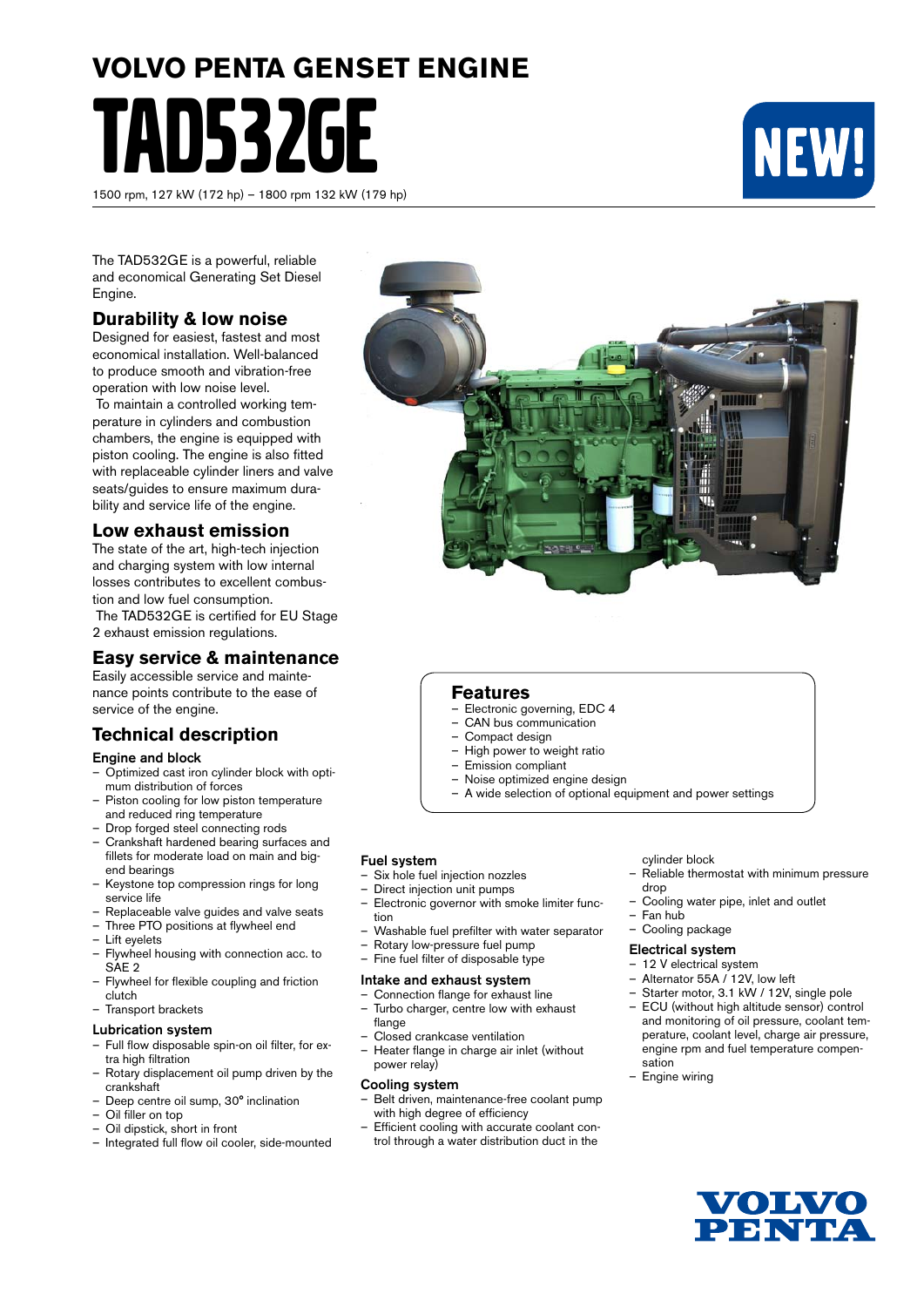# VOLVO PENTA GENSET ENGINE

# TAD532GE

1500 rpm, 127 kW (172 hp) – 1800 rpm 132 kW (179 hp)

NEW!

The TAD532GE is a powerful, reliable and economical Generating Set Diesel Engine.

## Durability & low noise

Designed for easiest, fastest and most economical installation. Well-balanced to produce smooth and vibration-free operation with low noise level.

To maintain a controlled working temperature in cylinders and combustion chambers, the engine is equipped with piston cooling. The engine is also fitted with replaceable cylinder liners and valve seats/guides to ensure maximum durability and service life of the engine.

## Low exhaust emission

The state of the art, high-tech injection and charging system with low internal losses contributes to excellent combustion and low fuel consumption.

The TAD532GE is certified for EU Stage 2 exhaust emission regulations.

## Easy service & maintenance

Easily accessible service and maintenance points contribute to the ease of service of the engine.

## Features

- Electronic governing, EDC 4
- CAN bus communication
- Compact design
- High power to weight ratio
- Emission compliant
- Noise optimized engine design
- A wide selection of optional equipment and power settings

## Technical description

### Engine and block

- Optimized cast iron cylinder block with optimum distribution of forces
- Piston cooling for low piston temperature and reduced ring temperature
- Drop forged steel connecting rods
- Crankshaft hardened bearing surfaces and fillets for moderate load on main and big-end bearings
- Keystone top compression rings for long service life
- Replaceable valve guides and valve seats
- Three PTO positions at flywheel end
- Lift eyelets
- Flywheel housing with connection acc. to SAE 2
- Flywheel for flexible coupling and friction clutch
- Transport brackets

### Lubrication system

- Full flow disposable spin-on oil filter, for extra high filtration
- Rotary displacement oil pump driven by the crankshaft
- Deep centre oil sump, 30° inclination
- Oil filler on top
- Oil dipstick, short in front
- Integrated full flow oil cooler, side-mounted

### Fuel system

- Six hole fuel injection nozzles
- Direct injection unit pumps
- Electronic governor with smoke limiter function
- Washable fuel prefilter with water separator
- Rotary low-pressure fuel pump
- Fine fuel filter of disposable type

### Intake and exhaust system

- Connection flange for exhaust line
- Turbo charger, centre low with exhaust flange
- Closed crankcase ventilation
- Heater flange in charge air inlet (without power relay)

### Cooling system

- Belt driven, maintenance-free coolant pump with high degree of efficiency
- Efficient cooling with accurate coolant control through a water distribution duct in the cylinder block
- Reliable thermostat with minimum pressure drop
- Cooling water pipe, inlet and outlet
- Fan hub
- Cooling package

### Electrical system

- 12 V electrical system
- Alternator 55A / 12V, low left
- Starter motor, 3.1 kW / 12V, single pole
- ECU (without high altitude sensor) control and monitoring of oil pressure, coolant temperature, coolant level, charge air pressure, engine rpm and fuel temperature compensation
- Engine wiring

VOLVO PENTA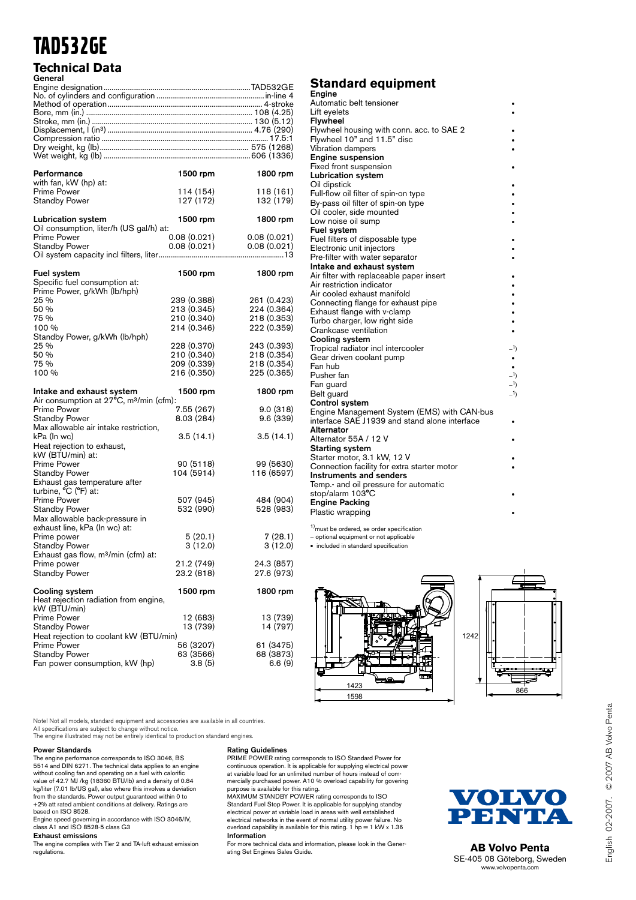# TAD532GE

## Technical Data

### General

| | |
|---|---|
| Engine designation | TAD532GE |
| No. of cylinders and configuration | in-line 4 |
| Method of operation | 4-stroke |
| Bore, mm (in.) | 108 (4.25) |
| Stroke, mm (in.) | 130 (5.12) |
| Displacement, l (in³) | 4.76 (290) |
| Compression ratio | 17.5:1 |
| Dry weight, kg (lb) | 575 (1268) |
| Wet weight, kg (lb) | 606 (1336) |

| **Performance** | **1500 rpm** | **1800 rpm** |
|---|---|---|
| with fan, kW (hp) at: | | |
| Prime Power | 114 (154) | 118 (161) |
| Standby Power | 127 (172) | 132 (179) |

| **Lubrication system** | **1500 rpm** | **1800 rpm** |
|---|---|---|
| Oil consumption, liter/h (US gal/h) at: | | |
| Prime Power | 0.08 (0.021) | 0.08 (0.021) |
| Standby Power | 0.08 (0.021) | 0.08 (0.021) |
| Oil system capacity incl filters, liter | | 13 |

| **Fuel system** | **1500 rpm** | **1800 rpm** |
|---|---|---|
| Specific fuel consumption at: | | |
| Prime Power, g/kWh (lb/hph) | | |
| 25 % | 239 (0.388) | 261 (0.423) |
| 50 % | 213 (0.345) | 224 (0.364) |
| 75 % | 210 (0.340) | 218 (0.353) |
| 100 % | 214 (0.346) | 222 (0.359) |
| Standby Power, g/kWh (lb/hph) | | |
| 25 % | 228 (0.370) | 243 (0.393) |
| 50 % | 210 (0.340) | 218 (0.354) |
| 75 % | 209 (0.339) | 218 (0.354) |
| 100 % | 216 (0.350) | 225 (0.365) |

| **Intake and exhaust system** | **1500 rpm** | **1800 rpm** |
|---|---|---|
| Air consumption at 27°C, m³/min (cfm): | | |
| Prime Power | 7.55 (267) | 9.0 (318) |
| Standby Power | 8.03 (284) | 9.6 (339) |
| Max allowable air intake restriction, kPa (In wc) | 3.5 (14.1) | 3.5 (14.1) |
| Heat rejection to exhaust, kW (BTU/min) at: | | |
| Prime Power | 90 (5118) | 99 (5630) |
| Standby Power | 104 (5914) | 116 (6597) |
| Exhaust gas temperature after turbine, °C (°F) at: | | |
| Prime Power | 507 (945) | 484 (904) |
| Standby Power | 532 (990) | 528 (983) |
| Max allowable back-pressure in exhaust line, kPa (In wc) at: | | |
| Prime power | 5 (20.1) | 7 (28.1) |
| Standby Power | 3 (12.0) | 3 (12.0) |
| Exhaust gas flow, m³/min (cfm) at: | | |
| Prime power | 21.2 (749) | 24.3 (857) |
| Standby Power | 23.2 (818) | 27.6 (973) |

| **Cooling system** | **1500 rpm** | **1800 rpm** |
|---|---|---|
| Heat rejection radiation from engine, kW (BTU/min) | | |
| Prime Power | 12 (683) | 13 (739) |
| Standby Power | 13 (739) | 14 (797) |
| Heat rejection to coolant kW (BTU/min) | | |
| Prime Power | 56 (3207) | 61 (3475) |
| Standby Power | 63 (3566) | 68 (3873) |
| Fan power consumption, kW (hp) | 3.8 (5) | 6.6 (9) |

## Standard equipment

| | |
|---|---|
| **Engine** | |
| Automatic belt tensioner | • |
| Lift eyelets | • |
| **Flywheel** | |
| Flywheel housing with conn. acc. to SAE 2 | • |
| Flywheel 10" and 11.5" disc | • |
| Vibration dampers | • |
| **Engine suspension** | |
| Fixed front suspension | • |
| **Lubrication system** | |
| Oil dipstick | • |
| Full-flow oil filter of spin-on type | • |
| By-pass oil filter of spin-on type | • |
| Oil cooler, side mounted | • |
| Low noise oil sump | • |
| **Fuel system** | |
| Fuel filters of disposable type | • |
| Electronic unit injectors | • |
| Pre-filter with water separator | • |
| **Intake and exhaust system** | |
| Air filter with replaceable paper insert | • |
| Air restriction indicator | • |
| Air cooled exhaust manifold | • |
| Connecting flange for exhaust pipe | • |
| Exhaust flange with v-clamp | • |
| Turbo charger, low right side | • |
| Crankcase ventilation | • |
| **Cooling system** | |
| Tropical radiator incl intercooler | –1) |
| Gear driven coolant pump | • |
| Fan hub | • |
| Pusher fan | –1) |
| Fan guard | –1) |
| Belt guard | –1) |
| **Control system** | |
| Engine Management System (EMS) with CAN-bus interface SAE J1939 and stand alone interface | • |
| **Alternator** | |
| Alternator 55A / 12 V | • |
| **Starting system** | |
| Starter motor, 3.1 kW, 12 V | • |
| Connection facility for extra starter motor | • |
| **Instruments and senders** | |
| Temp.- and oil pressure for automatic stop/alarm 103°C | • |
| **Engine Packing** | |
| Plastic wrapping | • |

1) must be ordered, se order specification
– optional equipment or not applicable
• included in standard specification

1242
1423
1598
866

Note! Not all models, standard equipment and accessories are available in all countries.
All specifications are subject to change without notice.
The engine illustrated may not be entirely identical to production standard engines.

### Power Standards

The engine performance corresponds to ISO 3046, BS 5514 and DIN 6271. The technical data applies to an engine without cooling fan and operating on a fuel with calorific value of 42.7 MJ /kg (18360 BTU/lb) and a density of 0.84 kg/liter (7.01 lb/US gal), also where this involves a deviation from the standards. Power output guaranteed within 0 to +2% att rated ambient conditions at delivery. Ratings are based on ISO 8528.
Engine speed governing in accordance with ISO 3046/IV, class A1 and ISO 8528-5 class G3

### Exhaust emissions

The engine complies with Tier 2 and TA-luft exhaust emission regulations.

### Rating Guidelines

PRIME POWER rating corresponds to ISO Standard Power for continuous operation. It is applicable for supplying electrical power at variable load for an unlimited number of hours instead of commercially purchased power. A10 % overload capability for governing purpose is available for this rating.
MAXIMUM STANDBY POWER rating corresponds to ISO Standard Fuel Stop Power. It is applicable for supplying standby electrical power at variable load in areas with well established electrical networks in the event of normal utility power failure. No overload capability is available for this rating. 1 hp = 1 kW x 1.36

### Information

For more technical data and information, please look in the Generating Set Engines Sales Guide.

VOLVO PENTA

**AB Volvo Penta**
SE-405 08 Göteborg, Sweden
www.volvopenta.com

English 02-2007. © 2007 AB Volvo Penta